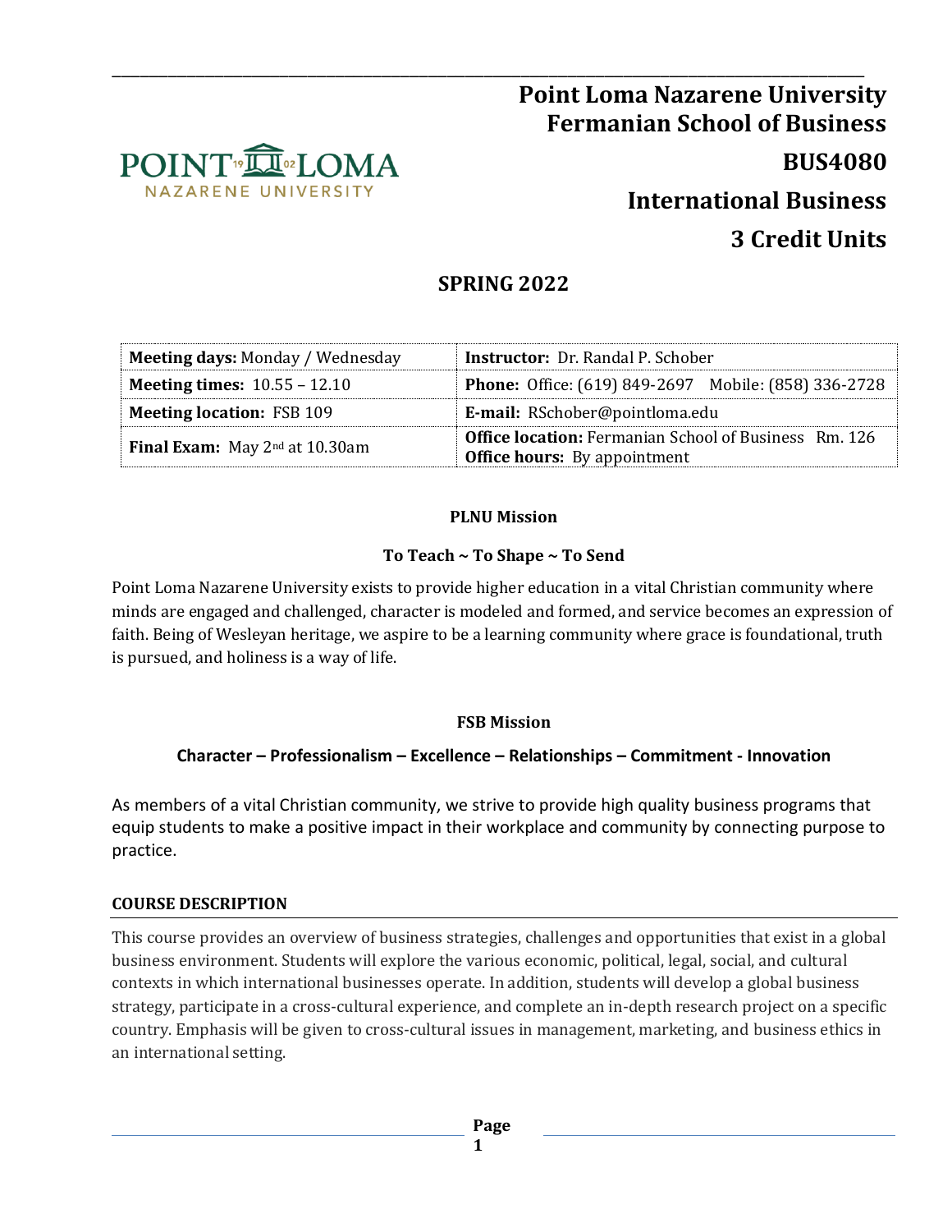# Point Loma Nazarene University
# Fermanian School of Business
## BUS4080
## International Business
## 3 Credit Units

## SPRING 2022

| **Meeting days:** Monday / Wednesday | **Instructor:** Dr. Randal P. Schober |
|---|---|
| **Meeting times:** 10.55 – 12.10 | **Phone:** Office: (619) 849-2697 Mobile: (858) 336-2728 |
| **Meeting location:** FSB 109 | **E-mail:** RSchober@pointloma.edu |
| **Final Exam:** May 2nd at 10.30am | **Office location:** Fermanian School of Business Rm. 126 **Office hours:** By appointment |

**PLNU Mission**

**To Teach ~ To Shape ~ To Send**

Point Loma Nazarene University exists to provide higher education in a vital Christian community where minds are engaged and challenged, character is modeled and formed, and service becomes an expression of faith. Being of Wesleyan heritage, we aspire to be a learning community where grace is foundational, truth is pursued, and holiness is a way of life.

**FSB Mission**

**Character – Professionalism – Excellence – Relationships – Commitment - Innovation**

As members of a vital Christian community, we strive to provide high quality business programs that equip students to make a positive impact in their workplace and community by connecting purpose to practice.

### COURSE DESCRIPTION

This course provides an overview of business strategies, challenges and opportunities that exist in a global business environment. Students will explore the various economic, political, legal, social, and cultural contexts in which international businesses operate. In addition, students will develop a global business strategy, participate in a cross-cultural experience, and complete an in-depth research project on a specific country. Emphasis will be given to cross-cultural issues in management, marketing, and business ethics in an international setting.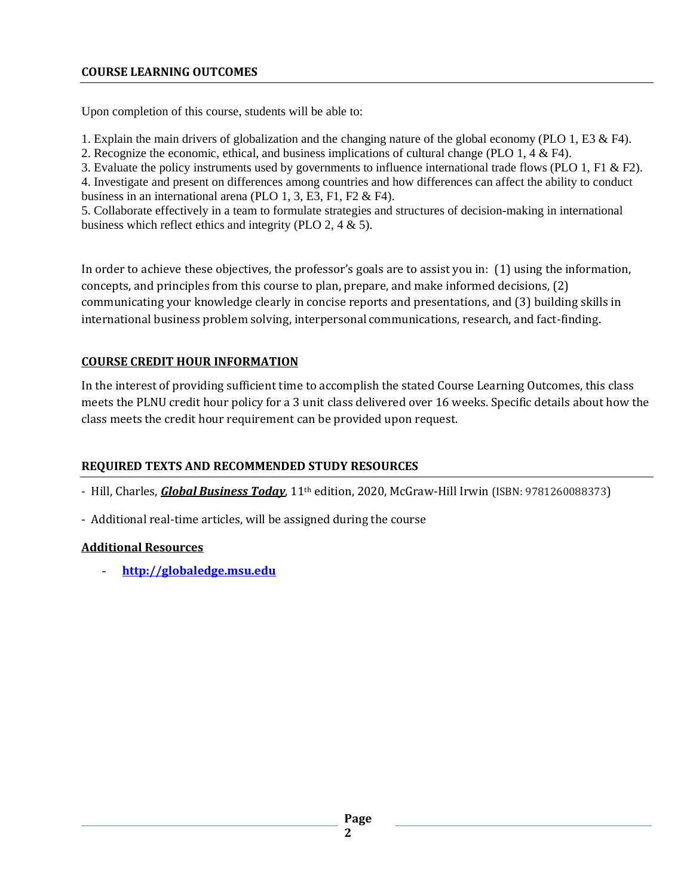## COURSE LEARNING OUTCOMES

Upon completion of this course, students will be able to:

1. Explain the main drivers of globalization and the changing nature of the global economy (PLO 1, E3 & F4).
2. Recognize the economic, ethical, and business implications of cultural change (PLO 1, 4 & F4).
3. Evaluate the policy instruments used by governments to influence international trade flows (PLO 1, F1 & F2).
4. Investigate and present on differences among countries and how differences can affect the ability to conduct business in an international arena (PLO 1, 3, E3, F1, F2 & F4).
5. Collaborate effectively in a team to formulate strategies and structures of decision-making in international business which reflect ethics and integrity (PLO 2, 4 & 5).

In order to achieve these objectives, the professor's goals are to assist you in: (1) using the information, concepts, and principles from this course to plan, prepare, and make informed decisions, (2) communicating your knowledge clearly in concise reports and presentations, and (3) building skills in international business problem solving, interpersonal communications, research, and fact-finding.

## COURSE CREDIT HOUR INFORMATION

In the interest of providing sufficient time to accomplish the stated Course Learning Outcomes, this class meets the PLNU credit hour policy for a 3 unit class delivered over 16 weeks. Specific details about how the class meets the credit hour requirement can be provided upon request.

## REQUIRED TEXTS AND RECOMMENDED STUDY RESOURCES

- Hill, Charles, ***Global Business Today***, 11th edition, 2020, McGraw-Hill Irwin (ISBN: 9781260088373)
- Additional real-time articles, will be assigned during the course

### Additional Resources

- **http://globaledge.msu.edu**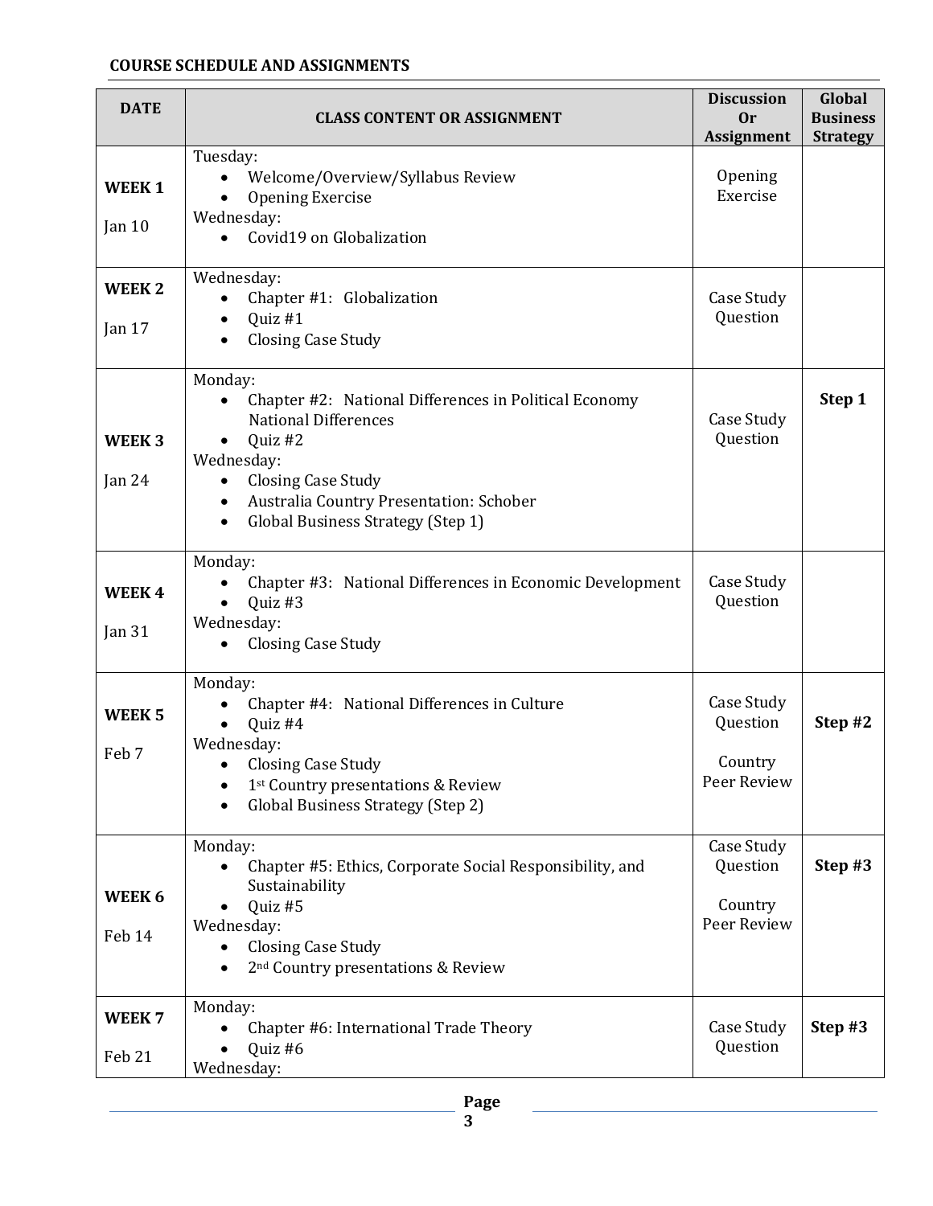## COURSE SCHEDULE AND ASSIGNMENTS

| DATE | CLASS CONTENT OR ASSIGNMENT | Discussion Or Assignment | Global Business Strategy |
|---|---|---|---|
| **WEEK 1**<br>Jan 10 | Tuesday:<br>• Welcome/Overview/Syllabus Review<br>• Opening Exercise<br>Wednesday:<br>• Covid19 on Globalization | Opening Exercise | |
| **WEEK 2**<br>Jan 17 | Wednesday:<br>• Chapter #1: Globalization<br>• Quiz #1<br>• Closing Case Study | Case Study Question | |
| **WEEK 3**<br>Jan 24 | Monday:<br>• Chapter #2: National Differences in Political Economy National Differences<br>• Quiz #2<br>Wednesday:<br>• Closing Case Study<br>• Australia Country Presentation: Schober<br>• Global Business Strategy (Step 1) | Case Study Question | **Step 1** |
| **WEEK 4**<br>Jan 31 | Monday:<br>• Chapter #3: National Differences in Economic Development<br>• Quiz #3<br>Wednesday:<br>• Closing Case Study | Case Study Question | |
| **WEEK 5**<br>Feb 7 | Monday:<br>• Chapter #4: National Differences in Culture<br>• Quiz #4<br>Wednesday:<br>• Closing Case Study<br>• 1st Country presentations & Review<br>• Global Business Strategy (Step 2) | Case Study Question<br><br>Country Peer Review | **Step #2** |
| **WEEK 6**<br>Feb 14 | Monday:<br>• Chapter #5: Ethics, Corporate Social Responsibility, and Sustainability<br>• Quiz #5<br>Wednesday:<br>• Closing Case Study<br>• 2nd Country presentations & Review | Case Study Question<br><br>Country Peer Review | **Step #3** |
| **WEEK 7**<br>Feb 21 | Monday:<br>• Chapter #6: International Trade Theory<br>• Quiz #6<br>Wednesday: | Case Study Question | **Step #3** |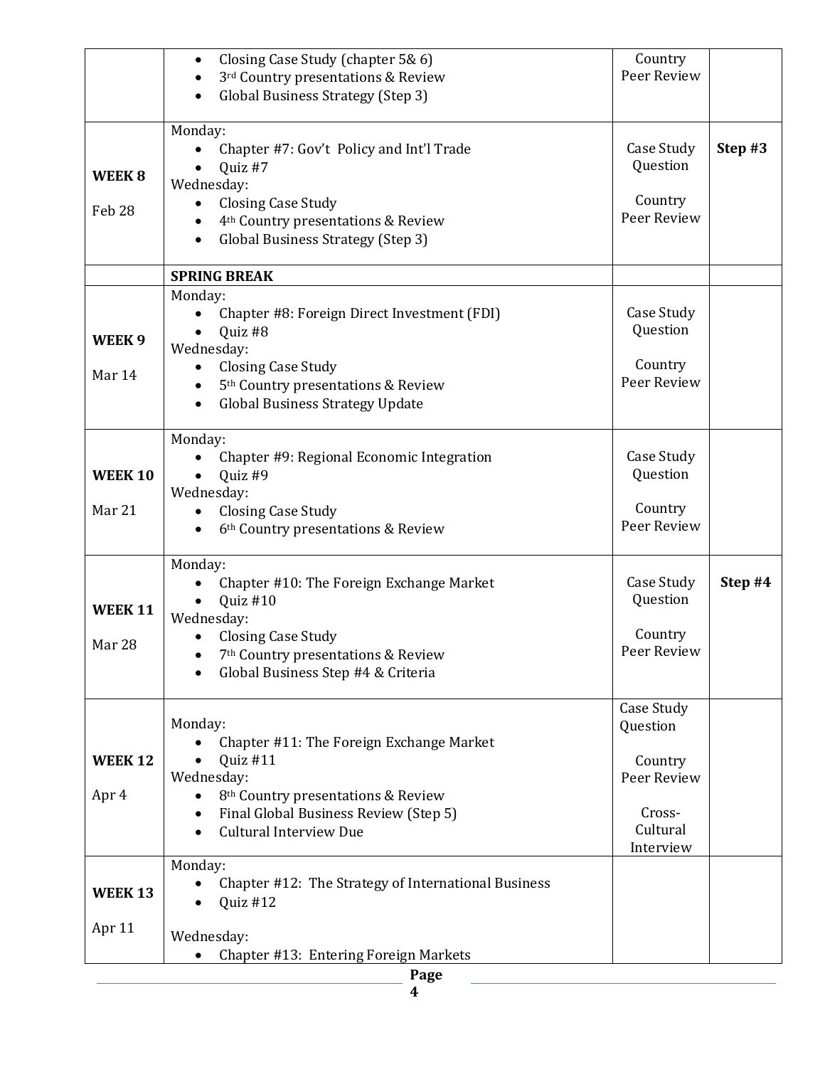| | | | |
|---|---|---|---|
| | • Closing Case Study (chapter 5& 6)<br>• 3rd Country presentations & Review<br>• Global Business Strategy (Step 3) | Country Peer Review | |
| **WEEK 8**<br><br>Feb 28 | Monday:<br>• Chapter #7: Gov't Policy and Int'l Trade<br>• Quiz #7<br>Wednesday:<br>• Closing Case Study<br>• 4th Country presentations & Review<br>• Global Business Strategy (Step 3) | Case Study Question<br><br>Country Peer Review | **Step #3** |
| | **SPRING BREAK** | | |
| **WEEK 9**<br><br>Mar 14 | Monday:<br>• Chapter #8: Foreign Direct Investment (FDI)<br>• Quiz #8<br>Wednesday:<br>• Closing Case Study<br>• 5th Country presentations & Review<br>• Global Business Strategy Update | Case Study Question<br><br>Country Peer Review | |
| **WEEK 10**<br><br>Mar 21 | Monday:<br>• Chapter #9: Regional Economic Integration<br>• Quiz #9<br>Wednesday:<br>• Closing Case Study<br>• 6th Country presentations & Review | Case Study Question<br><br>Country Peer Review | |
| **WEEK 11**<br><br>Mar 28 | Monday:<br>• Chapter #10: The Foreign Exchange Market<br>• Quiz #10<br>Wednesday:<br>• Closing Case Study<br>• 7th Country presentations & Review<br>• Global Business Step #4 & Criteria | Case Study Question<br><br>Country Peer Review | **Step #4** |
| **WEEK 12**<br><br>Apr 4 | Monday:<br>• Chapter #11: The Foreign Exchange Market<br>• Quiz #11<br>Wednesday:<br>• 8th Country presentations & Review<br>• Final Global Business Review (Step 5)<br>• Cultural Interview Due | Case Study Question<br><br>Country Peer Review<br><br>Cross-Cultural Interview | |
| **WEEK 13**<br><br>Apr 11 | Monday:<br>• Chapter #12: The Strategy of International Business<br>• Quiz #12<br><br>Wednesday:<br>• Chapter #13: Entering Foreign Markets | | |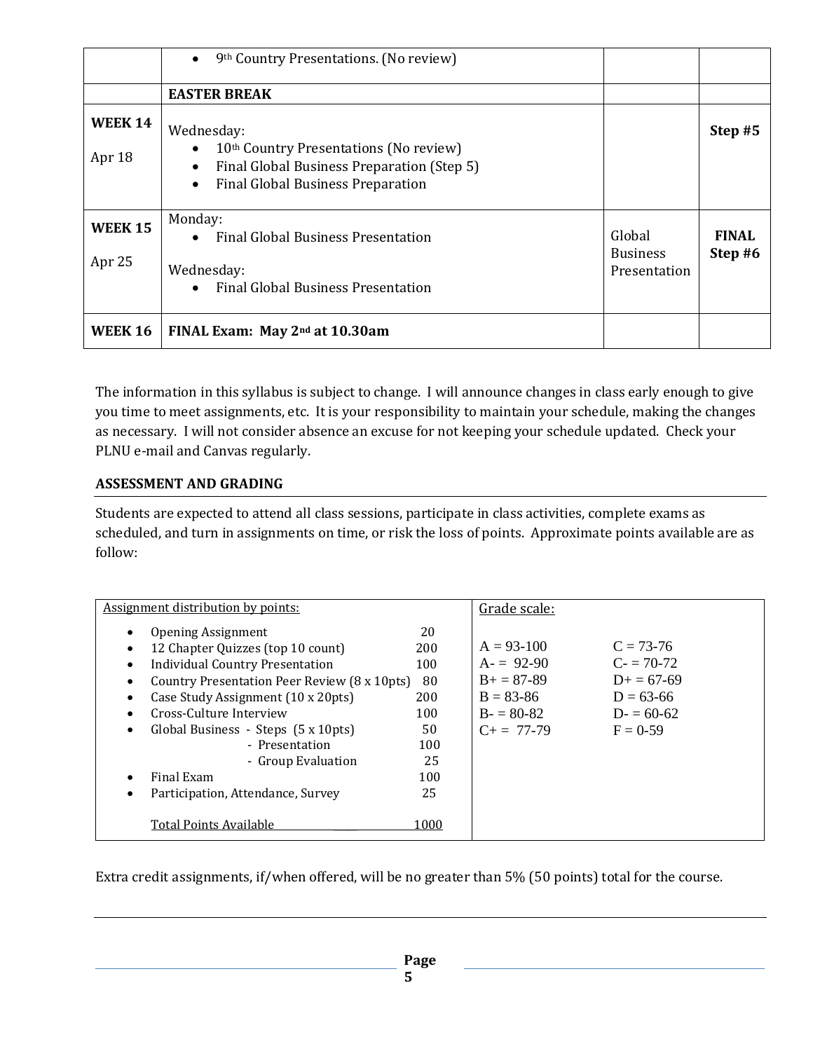| | | | |
|---|---|---|---|
| | • 9th Country Presentations. (No review) | | |
| | **EASTER BREAK** | | |
| **WEEK 14** Apr 18 | Wednesday: • 10th Country Presentations (No review) • Final Global Business Preparation (Step 5) • Final Global Business Preparation | | **Step #5** |
| **WEEK 15** Apr 25 | Monday: • Final Global Business Presentation Wednesday: • Final Global Business Presentation | Global Business Presentation | **FINAL Step #6** |
| **WEEK 16** | **FINAL Exam: May 2nd at 10.30am** | | |

The information in this syllabus is subject to change. I will announce changes in class early enough to give you time to meet assignments, etc. It is your responsibility to maintain your schedule, making the changes as necessary. I will not consider absence an excuse for not keeping your schedule updated. Check your PLNU e-mail and Canvas regularly.

### ASSESSMENT AND GRADING

Students are expected to attend all class sessions, participate in class activities, complete exams as scheduled, and turn in assignments on time, or risk the loss of points. Approximate points available are as follow:

**Assignment distribution by points:**

| Assignment | Points |
|---|---|
| Opening Assignment | 20 |
| 12 Chapter Quizzes (top 10 count) | 200 |
| Individual Country Presentation | 100 |
| Country Presentation Peer Review (8 x 10pts) | 80 |
| Case Study Assignment (10 x 20pts) | 200 |
| Cross-Culture Interview | 100 |
| Global Business - Steps (5 x 10pts) | 50 |
| - Presentation | 100 |
| - Group Evaluation | 25 |
| Final Exam | 100 |
| Participation, Attendance, Survey | 25 |
| Total Points Available | 1000 |

**Grade scale:**

| | |
|---|---|
| A = 93-100 | C = 73-76 |
| A- = 92-90 | C- = 70-72 |
| B+ = 87-89 | D+ = 67-69 |
| B = 83-86 | D = 63-66 |
| B- = 80-82 | D- = 60-62 |
| C+ = 77-79 | F = 0-59 |

Extra credit assignments, if/when offered, will be no greater than 5% (50 points) total for the course.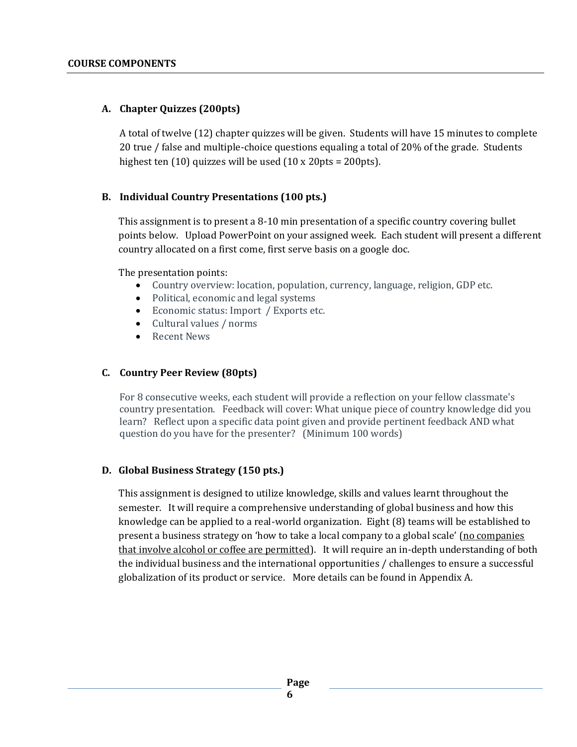## COURSE COMPONENTS

### A. Chapter Quizzes (200pts)

A total of twelve (12) chapter quizzes will be given. Students will have 15 minutes to complete 20 true / false and multiple-choice questions equaling a total of 20% of the grade. Students highest ten (10) quizzes will be used (10 x 20pts = 200pts).

### B. Individual Country Presentations (100 pts.)

This assignment is to present a 8-10 min presentation of a specific country covering bullet points below. Upload PowerPoint on your assigned week. Each student will present a different country allocated on a first come, first serve basis on a google doc.

The presentation points:

- Country overview: location, population, currency, language, religion, GDP etc.
- Political, economic and legal systems
- Economic status: Import / Exports etc.
- Cultural values / norms
- Recent News

### C. Country Peer Review (80pts)

For 8 consecutive weeks, each student will provide a reflection on your fellow classmate's country presentation. Feedback will cover: What unique piece of country knowledge did you learn? Reflect upon a specific data point given and provide pertinent feedback AND what question do you have for the presenter? (Minimum 100 words)

### D. Global Business Strategy (150 pts.)

This assignment is designed to utilize knowledge, skills and values learnt throughout the semester. It will require a comprehensive understanding of global business and how this knowledge can be applied to a real-world organization. Eight (8) teams will be established to present a business strategy on 'how to take a local company to a global scale' (<u>no companies that involve alcohol or coffee are permitted</u>). It will require an in-depth understanding of both the individual business and the international opportunities / challenges to ensure a successful globalization of its product or service. More details can be found in Appendix A.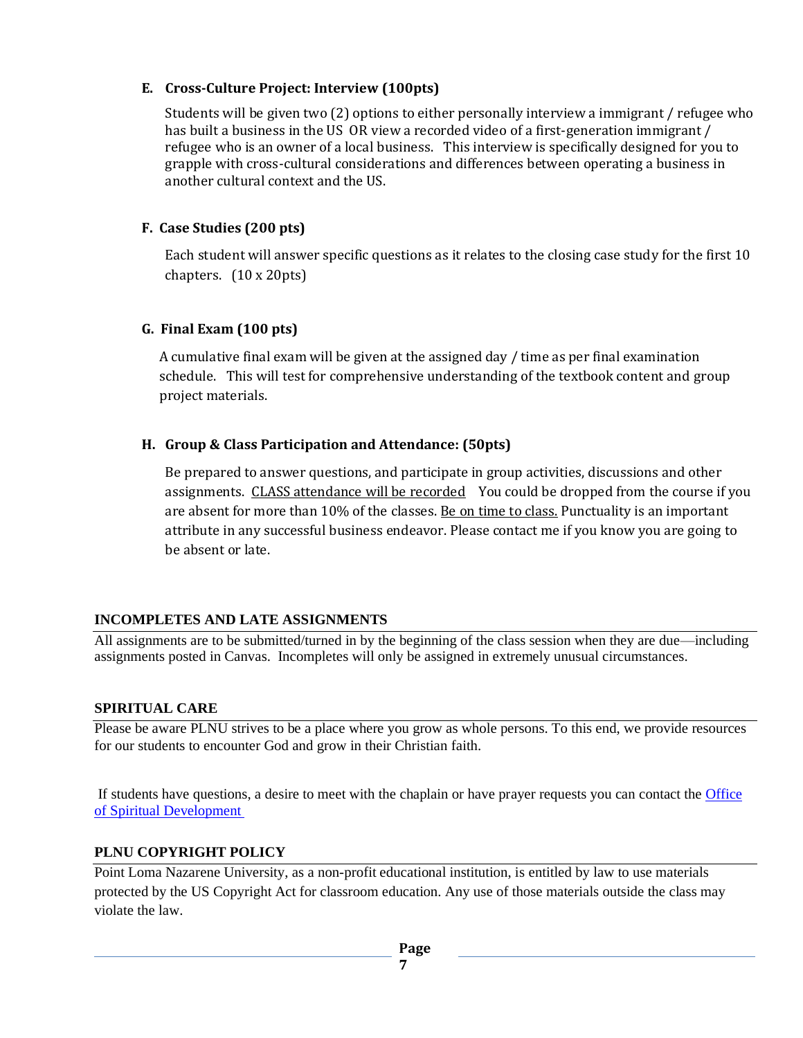### E. Cross-Culture Project: Interview (100pts)

Students will be given two (2) options to either personally interview a immigrant / refugee who has built a business in the US OR view a recorded video of a first-generation immigrant / refugee who is an owner of a local business. This interview is specifically designed for you to grapple with cross-cultural considerations and differences between operating a business in another cultural context and the US.

### F. Case Studies (200 pts)

Each student will answer specific questions as it relates to the closing case study for the first 10 chapters. (10 x 20pts)

### G. Final Exam (100 pts)

A cumulative final exam will be given at the assigned day / time as per final examination schedule. This will test for comprehensive understanding of the textbook content and group project materials.

### H. Group & Class Participation and Attendance: (50pts)

Be prepared to answer questions, and participate in group activities, discussions and other assignments. <u>CLASS attendance will be recorded</u> You could be dropped from the course if you are absent for more than 10% of the classes. <u>Be on time to class.</u> Punctuality is an important attribute in any successful business endeavor. Please contact me if you know you are going to be absent or late.

## INCOMPLETES AND LATE ASSIGNMENTS

All assignments are to be submitted/turned in by the beginning of the class session when they are due—including assignments posted in Canvas. Incompletes will only be assigned in extremely unusual circumstances.

## SPIRITUAL CARE

Please be aware PLNU strives to be a place where you grow as whole persons. To this end, we provide resources for our students to encounter God and grow in their Christian faith.

If students have questions, a desire to meet with the chaplain or have prayer requests you can contact the Office of Spiritual Development

## PLNU COPYRIGHT POLICY

Point Loma Nazarene University, as a non-profit educational institution, is entitled by law to use materials protected by the US Copyright Act for classroom education. Any use of those materials outside the class may violate the law.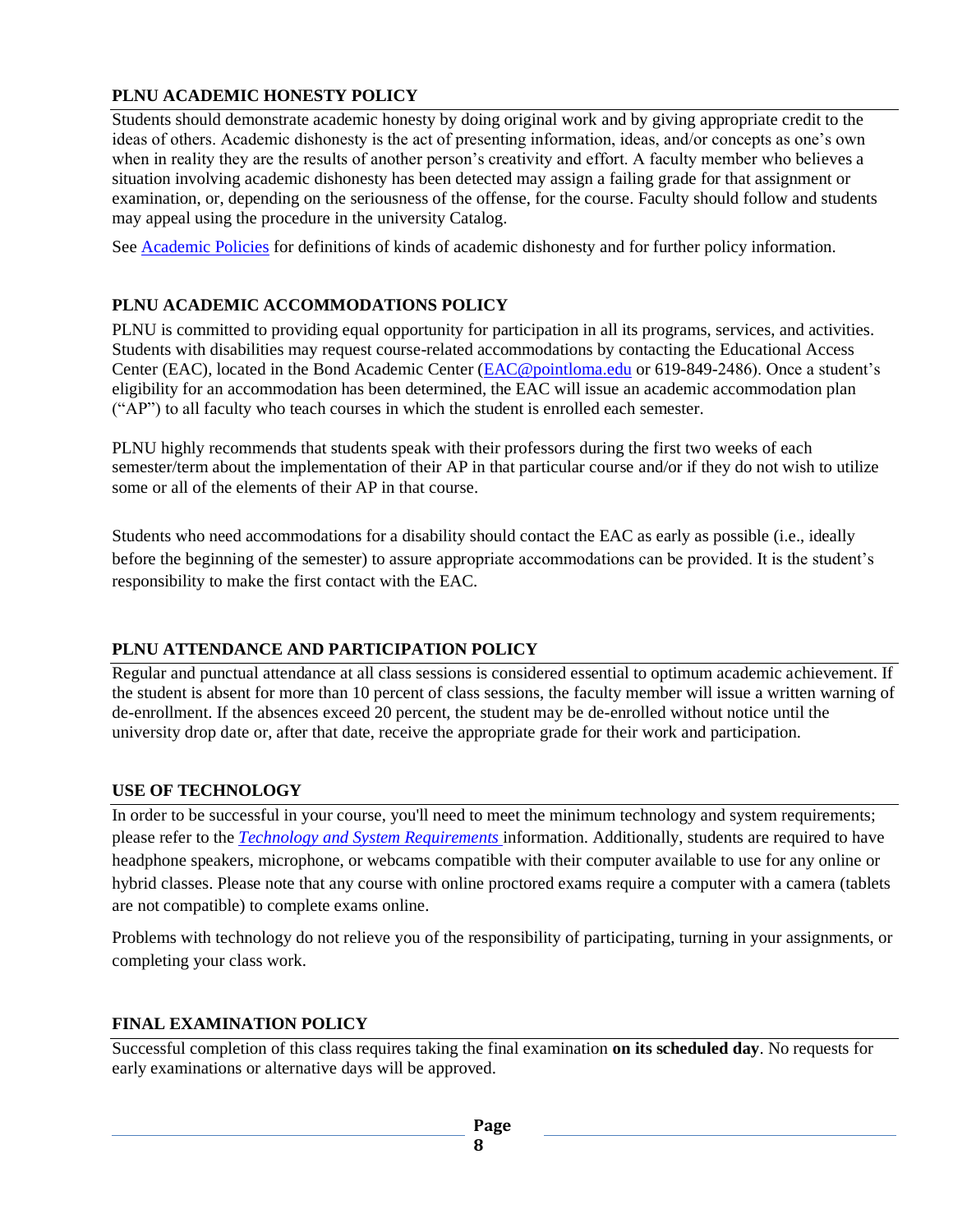## PLNU ACADEMIC HONESTY POLICY

Students should demonstrate academic honesty by doing original work and by giving appropriate credit to the ideas of others. Academic dishonesty is the act of presenting information, ideas, and/or concepts as one's own when in reality they are the results of another person's creativity and effort. A faculty member who believes a situation involving academic dishonesty has been detected may assign a failing grade for that assignment or examination, or, depending on the seriousness of the offense, for the course. Faculty should follow and students may appeal using the procedure in the university Catalog.

See [Academic Policies] for definitions of kinds of academic dishonesty and for further policy information.

## PLNU ACADEMIC ACCOMMODATIONS POLICY

PLNU is committed to providing equal opportunity for participation in all its programs, services, and activities. Students with disabilities may request course-related accommodations by contacting the Educational Access Center (EAC), located in the Bond Academic Center (EAC@pointloma.edu or 619-849-2486). Once a student's eligibility for an accommodation has been determined, the EAC will issue an academic accommodation plan ("AP") to all faculty who teach courses in which the student is enrolled each semester.

PLNU highly recommends that students speak with their professors during the first two weeks of each semester/term about the implementation of their AP in that particular course and/or if they do not wish to utilize some or all of the elements of their AP in that course.

Students who need accommodations for a disability should contact the EAC as early as possible (i.e., ideally before the beginning of the semester) to assure appropriate accommodations can be provided. It is the student's responsibility to make the first contact with the EAC.

## PLNU ATTENDANCE AND PARTICIPATION POLICY

Regular and punctual attendance at all class sessions is considered essential to optimum academic achievement. If the student is absent for more than 10 percent of class sessions, the faculty member will issue a written warning of de-enrollment. If the absences exceed 20 percent, the student may be de-enrolled without notice until the university drop date or, after that date, receive the appropriate grade for their work and participation.

## USE OF TECHNOLOGY

In order to be successful in your course, you'll need to meet the minimum technology and system requirements; please refer to the *Technology and System Requirements* information. Additionally, students are required to have headphone speakers, microphone, or webcams compatible with their computer available to use for any online or hybrid classes. Please note that any course with online proctored exams require a computer with a camera (tablets are not compatible) to complete exams online.

Problems with technology do not relieve you of the responsibility of participating, turning in your assignments, or completing your class work.

## FINAL EXAMINATION POLICY

Successful completion of this class requires taking the final examination **on its scheduled day**. No requests for early examinations or alternative days will be approved.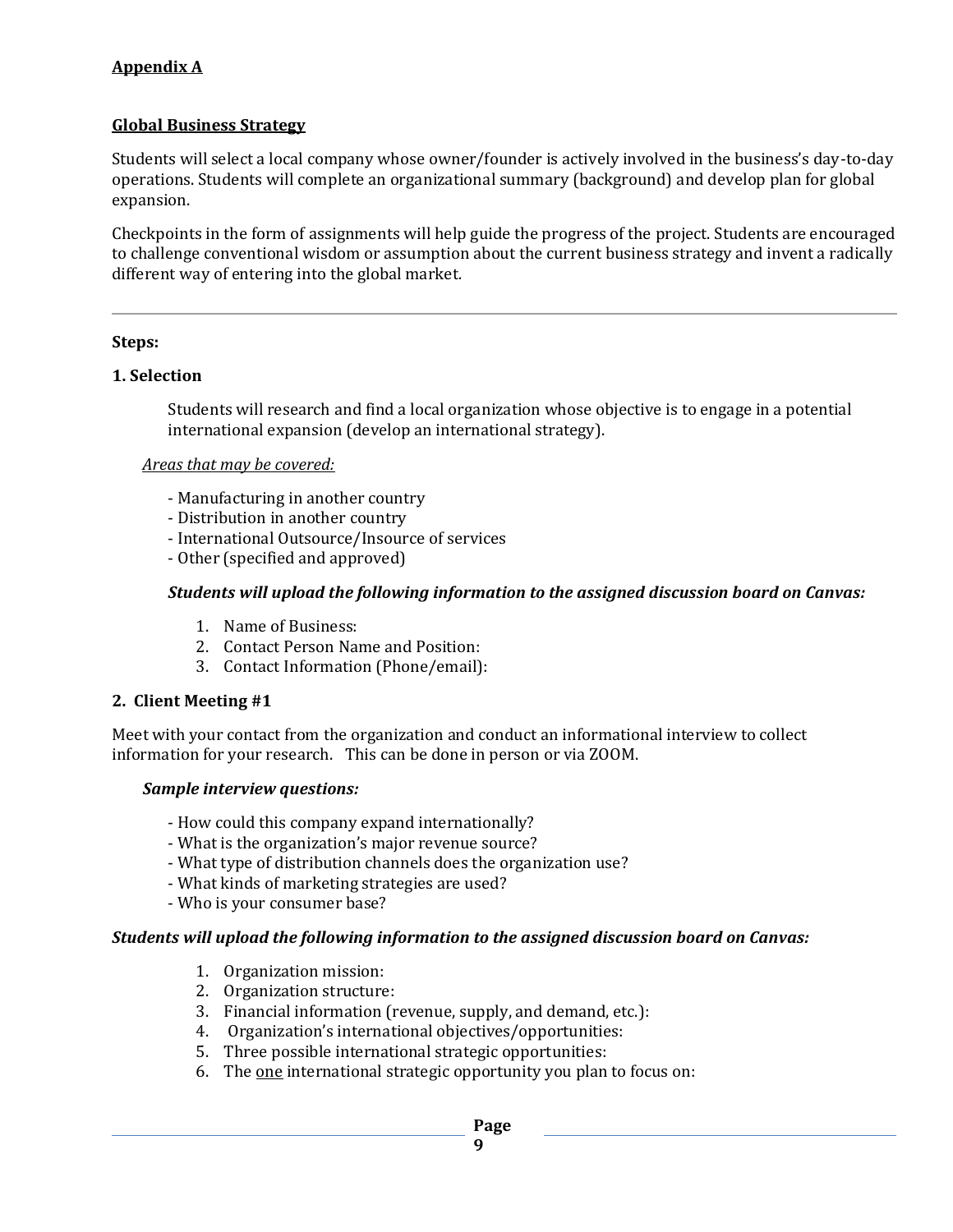## Appendix A

### Global Business Strategy

Students will select a local company whose owner/founder is actively involved in the business's day-to-day operations. Students will complete an organizational summary (background) and develop plan for global expansion.

Checkpoints in the form of assignments will help guide the progress of the project. Students are encouraged to challenge conventional wisdom or assumption about the current business strategy and invent a radically different way of entering into the global market.

---

**Steps:**

**1. Selection**

Students will research and find a local organization whose objective is to engage in a potential international expansion (develop an international strategy).

*Areas that may be covered:*

- Manufacturing in another country
- Distribution in another country
- International Outsource/Insource of services
- Other (specified and approved)

***Students will upload the following information to the assigned discussion board on Canvas:***

1. Name of Business:
2. Contact Person Name and Position:
3. Contact Information (Phone/email):

**2. Client Meeting #1**

Meet with your contact from the organization and conduct an informational interview to collect information for your research. This can be done in person or via ZOOM.

***Sample interview questions:***

- How could this company expand internationally?
- What is the organization's major revenue source?
- What type of distribution channels does the organization use?
- What kinds of marketing strategies are used?
- Who is your consumer base?

***Students will upload the following information to the assigned discussion board on Canvas:***

1. Organization mission:
2. Organization structure:
3. Financial information (revenue, supply, and demand, etc.):
4. Organization's international objectives/opportunities:
5. Three possible international strategic opportunities:
6. The one international strategic opportunity you plan to focus on: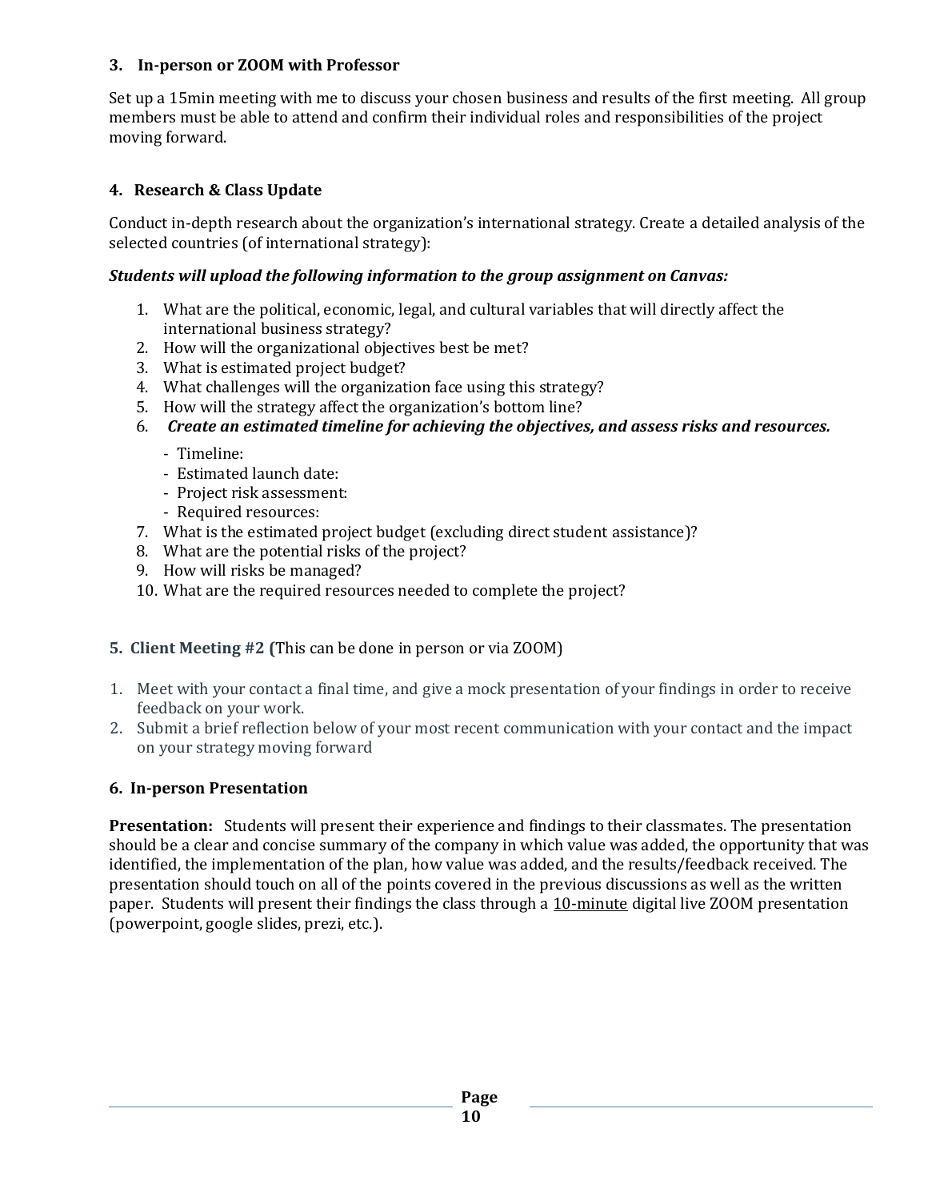### 3. In-person or ZOOM with Professor

Set up a 15min meeting with me to discuss your chosen business and results of the first meeting. All group members must be able to attend and confirm their individual roles and responsibilities of the project moving forward.

### 4. Research & Class Update

Conduct in-depth research about the organization's international strategy. Create a detailed analysis of the selected countries (of international strategy):

***Students will upload the following information to the group assignment on Canvas:***

1. What are the political, economic, legal, and cultural variables that will directly affect the international business strategy?
2. How will the organizational objectives best be met?
3. What is estimated project budget?
4. What challenges will the organization face using this strategy?
5. How will the strategy affect the organization's bottom line?
6. ***Create an estimated timeline for achieving the objectives, and assess risks and resources.***
   - Timeline:
   - Estimated launch date:
   - Project risk assessment:
   - Required resources:
7. What is the estimated project budget (excluding direct student assistance)?
8. What are the potential risks of the project?
9. How will risks be managed?
10. What are the required resources needed to complete the project?

### 5. Client Meeting #2 (This can be done in person or via ZOOM)

1. Meet with your contact a final time, and give a mock presentation of your findings in order to receive feedback on your work.
2. Submit a brief reflection below of your most recent communication with your contact and the impact on your strategy moving forward

### 6. In-person Presentation

**Presentation:** Students will present their experience and findings to their classmates. The presentation should be a clear and concise summary of the company in which value was added, the opportunity that was identified, the implementation of the plan, how value was added, and the results/feedback received. The presentation should touch on all of the points covered in the previous discussions as well as the written paper. Students will present their findings the class through a <u>10-minute</u> digital live ZOOM presentation (powerpoint, google slides, prezi, etc.).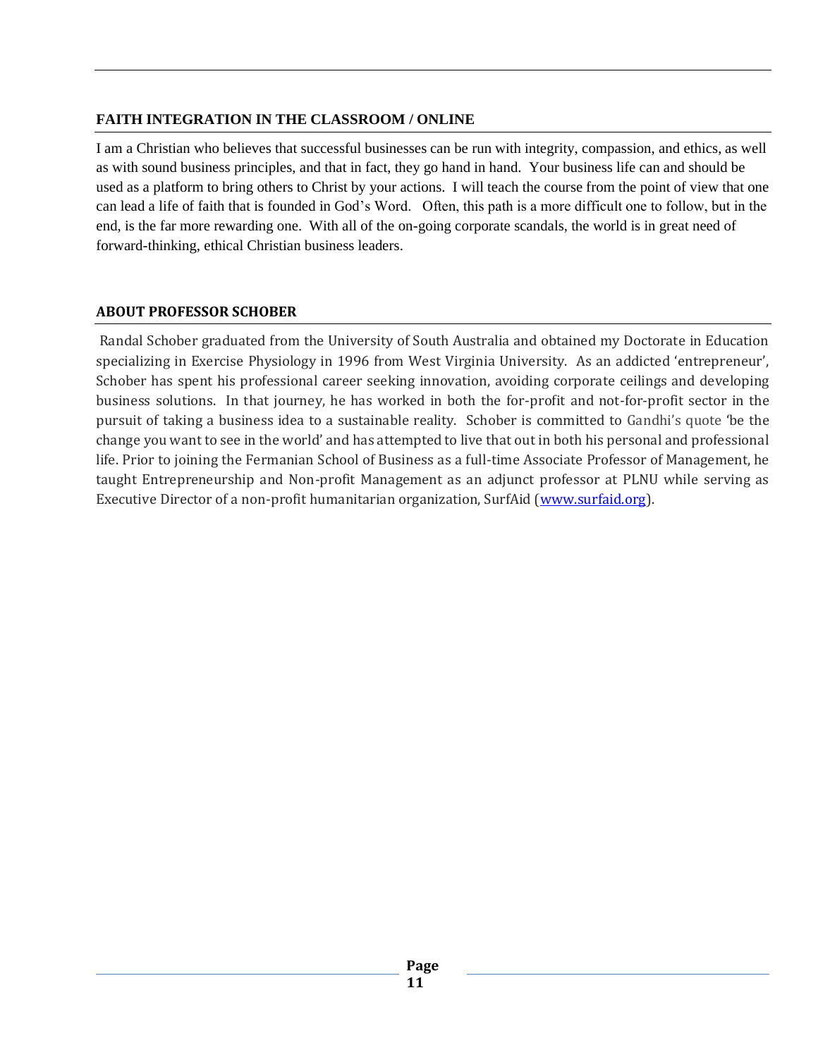## FAITH INTEGRATION IN THE CLASSROOM / ONLINE

I am a Christian who believes that successful businesses can be run with integrity, compassion, and ethics, as well as with sound business principles, and that in fact, they go hand in hand. Your business life can and should be used as a platform to bring others to Christ by your actions. I will teach the course from the point of view that one can lead a life of faith that is founded in God's Word. Often, this path is a more difficult one to follow, but in the end, is the far more rewarding one. With all of the on-going corporate scandals, the world is in great need of forward-thinking, ethical Christian business leaders.

## ABOUT PROFESSOR SCHOBER

Randal Schober graduated from the University of South Australia and obtained my Doctorate in Education specializing in Exercise Physiology in 1996 from West Virginia University. As an addicted 'entrepreneur', Schober has spent his professional career seeking innovation, avoiding corporate ceilings and developing business solutions. In that journey, he has worked in both the for-profit and not-for-profit sector in the pursuit of taking a business idea to a sustainable reality. Schober is committed to Gandhi's quote 'be the change you want to see in the world' and has attempted to live that out in both his personal and professional life. Prior to joining the Fermanian School of Business as a full-time Associate Professor of Management, he taught Entrepreneurship and Non-profit Management as an adjunct professor at PLNU while serving as Executive Director of a non-profit humanitarian organization, SurfAid ([www.surfaid.org](http://www.surfaid.org)).